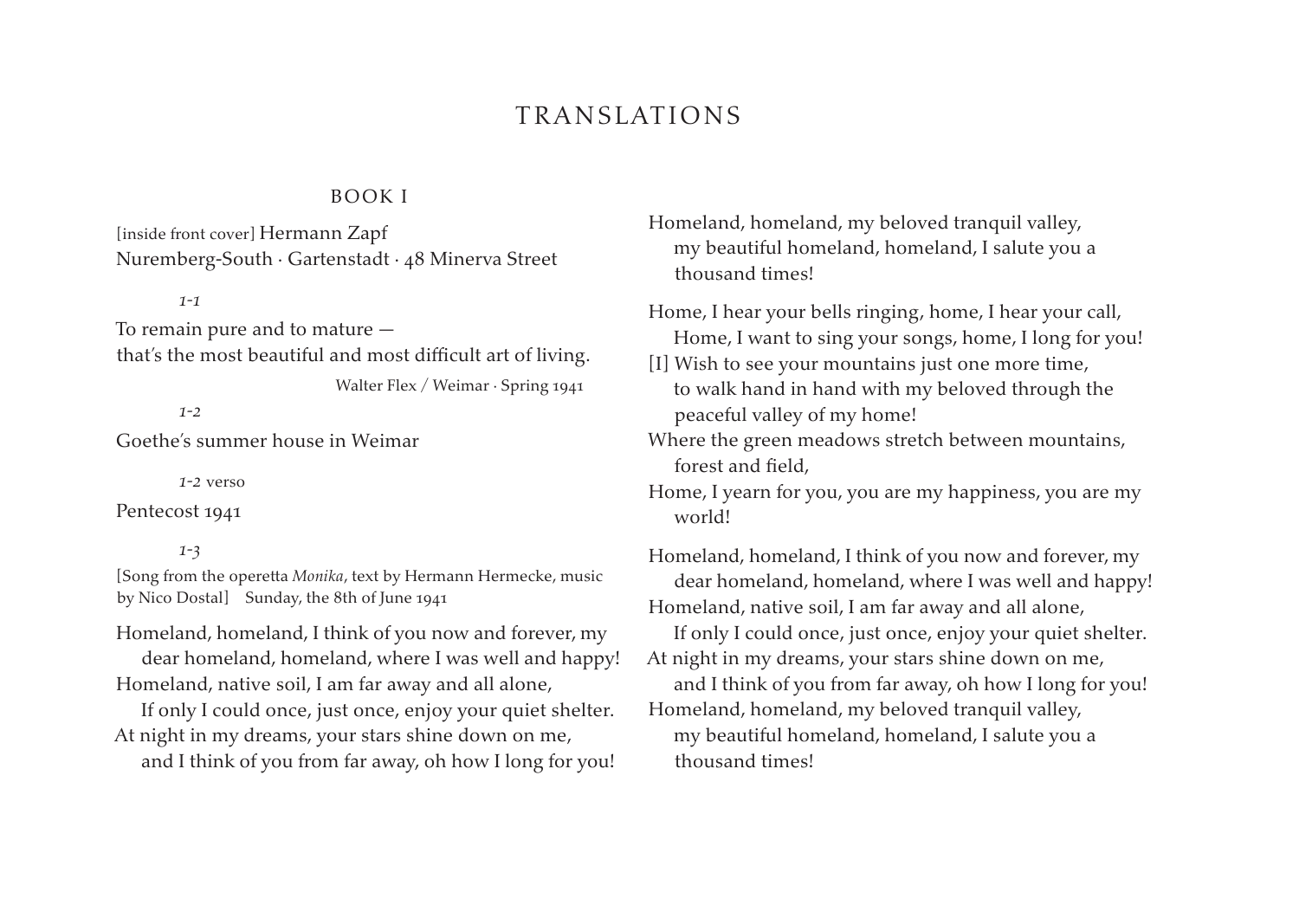# TRANSLATIONS

## BOOK I

[inside front cover] Hermann Zapf
Nuremberg-South · Gartenstadt · 48 Minerva Street

*1-1*

To remain pure and to mature —
that's the most beautiful and most difficult art of living.

Walter Flex / Weimar · Spring 1941

*1-2*

Goethe's summer house in Weimar

*1-2* verso

Pentecost 1941

*1-3*

[Song from the operetta *Monika*, text by Hermann Hermecke, music by Nico Dostal] Sunday, the 8th of June 1941

Homeland, homeland, I think of you now and forever, my
dear homeland, homeland, where I was well and happy!
Homeland, native soil, I am far away and all alone,
If only I could once, just once, enjoy your quiet shelter.
At night in my dreams, your stars shine down on me,
and I think of you from far away, oh how I long for you!
Homeland, homeland, my beloved tranquil valley,
my beautiful homeland, homeland, I salute you a
thousand times!

Home, I hear your bells ringing, home, I hear your call,
Home, I want to sing your songs, home, I long for you!
[I] Wish to see your mountains just one more time,
to walk hand in hand with my beloved through the
peaceful valley of my home!
Where the green meadows stretch between mountains,
forest and field,
Home, I yearn for you, you are my happiness, you are my
world!

Homeland, homeland, I think of you now and forever, my
dear homeland, homeland, where I was well and happy!
Homeland, native soil, I am far away and all alone,
If only I could once, just once, enjoy your quiet shelter.
At night in my dreams, your stars shine down on me,
and I think of you from far away, oh how I long for you!
Homeland, homeland, my beloved tranquil valley,
my beautiful homeland, homeland, I salute you a
thousand times!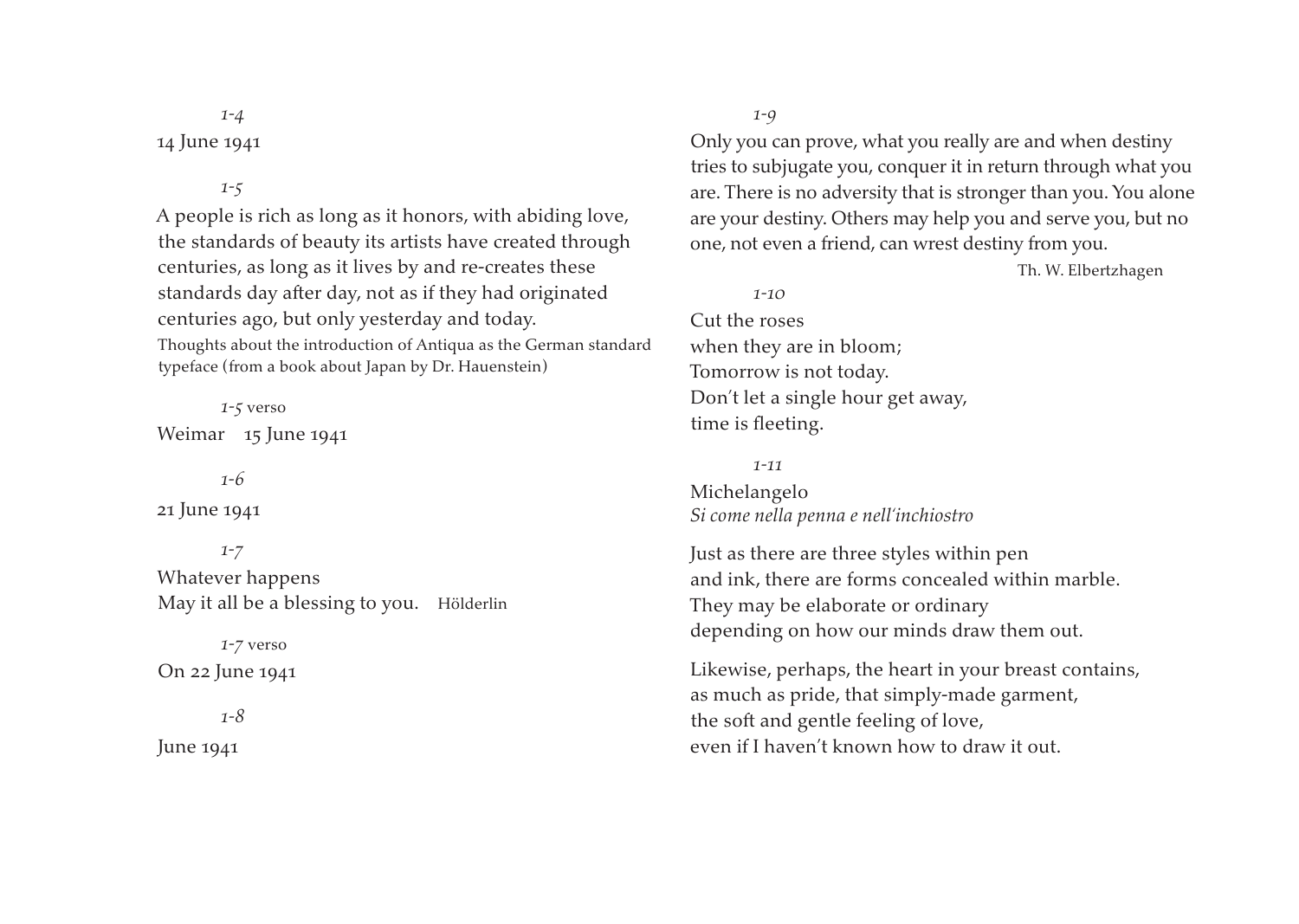*1-4*

14 June 1941

*1-5*

A people is rich as long as it honors, with abiding love, the standards of beauty its artists have created through centuries, as long as it lives by and re-creates these standards day after day, not as if they had originated centuries ago, but only yesterday and today.

Thoughts about the introduction of Antiqua as the German standard typeface (from a book about Japan by Dr. Hauenstein)

*1-5* verso

Weimar 15 June 1941

*1-6*

21 June 1941

*1-7*

Whatever happens
May it all be a blessing to you. Hölderlin

*1-7* verso

On 22 June 1941

*1-8*

June 1941

*1-9*

Only you can prove, what you really are and when destiny tries to subjugate you, conquer it in return through what you are. There is no adversity that is stronger than you. You alone are your destiny. Others may help you and serve you, but no one, not even a friend, can wrest destiny from you.

Th. W. Elbertzhagen

*1-10*

Cut the roses
when they are in bloom;
Tomorrow is not today.
Don't let a single hour get away,
time is fleeting.

*1-11*

Michelangelo
*Si come nella penna e nell'inchiostro*

Just as there are three styles within pen
and ink, there are forms concealed within marble.
They may be elaborate or ordinary
depending on how our minds draw them out.

Likewise, perhaps, the heart in your breast contains,
as much as pride, that simply-made garment,
the soft and gentle feeling of love,
even if I haven't known how to draw it out.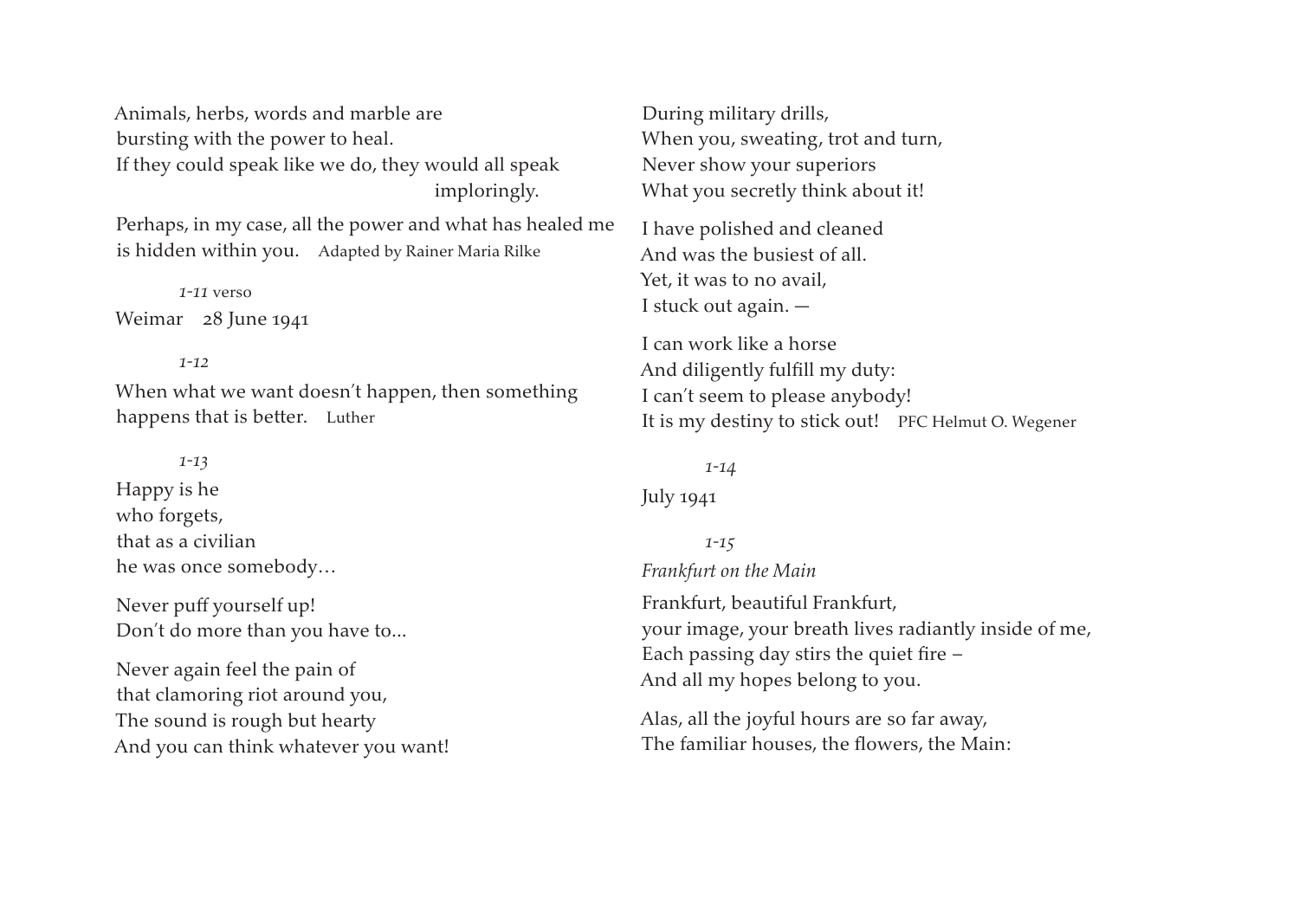Animals, herbs, words and marble are
bursting with the power to heal.
If they could speak like we do, they would all speak
imploringly.

Perhaps, in my case, all the power and what has healed me
is hidden within you. Adapted by Rainer Maria Rilke

*1-11* verso

Weimar 28 June 1941

*1-12*

When what we want doesn't happen, then something
happens that is better. Luther

*1-13*

Happy is he
who forgets,
that as a civilian
he was once somebody…

Never puff yourself up!
Don't do more than you have to...

Never again feel the pain of
that clamoring riot around you,
The sound is rough but hearty
And you can think whatever you want!

During military drills,
When you, sweating, trot and turn,
Never show your superiors
What you secretly think about it!

I have polished and cleaned
And was the busiest of all.
Yet, it was to no avail,
I stuck out again. —

I can work like a horse
And diligently fulfill my duty:
I can't seem to please anybody!
It is my destiny to stick out! PFC Helmut O. Wegener

*1-14*

July 1941

*1-15*

*Frankfurt on the Main*

Frankfurt, beautiful Frankfurt,
your image, your breath lives radiantly inside of me,
Each passing day stirs the quiet fire –
And all my hopes belong to you.

Alas, all the joyful hours are so far away,
The familiar houses, the flowers, the Main: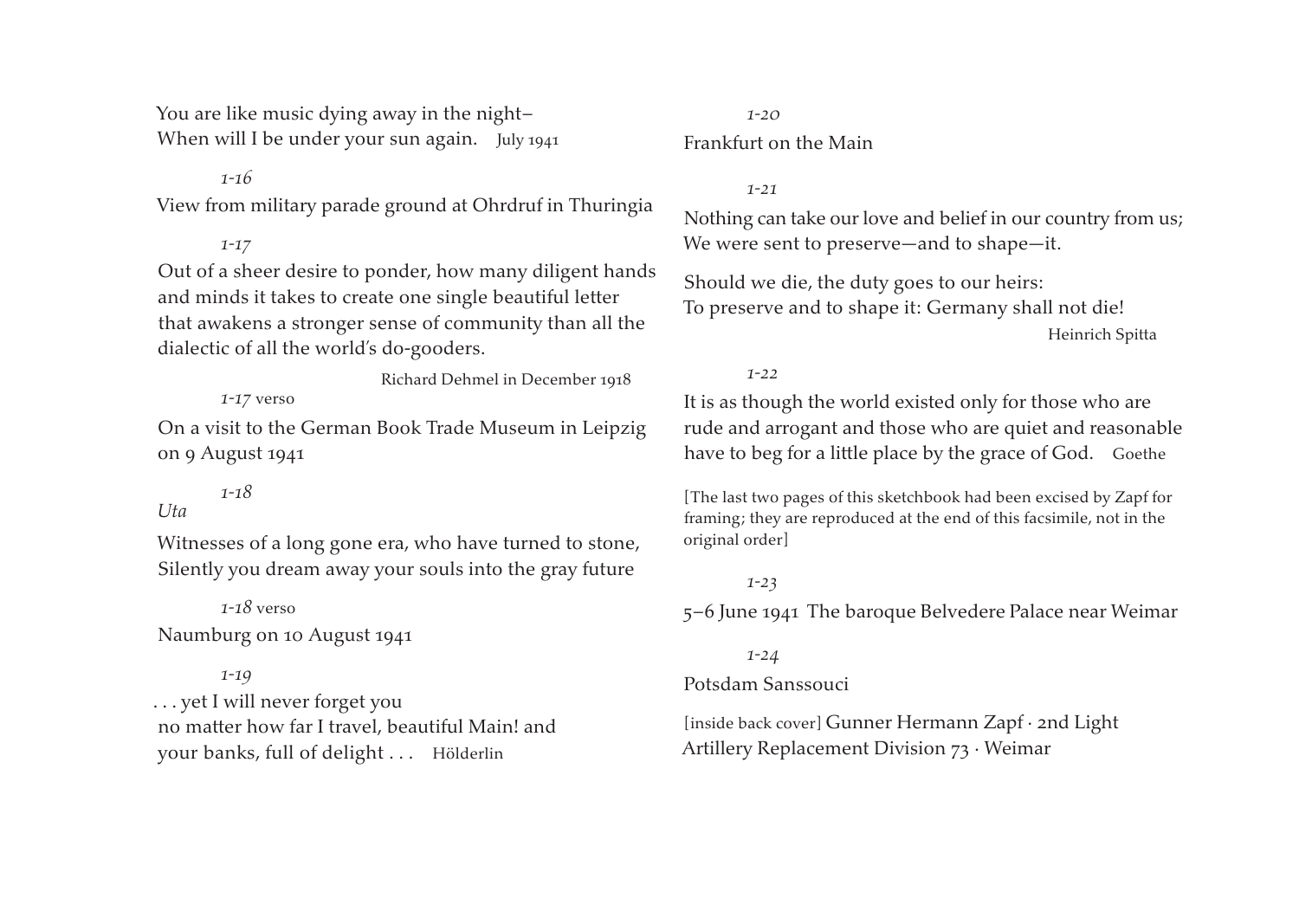You are like music dying away in the night–
When will I be under your sun again. July 1941

*1-16*

View from military parade ground at Ohrdruf in Thuringia

*1-17*

Out of a sheer desire to ponder, how many diligent hands and minds it takes to create one single beautiful letter that awakens a stronger sense of community than all the dialectic of all the world's do-gooders.

Richard Dehmel in December 1918

*1-17* verso

On a visit to the German Book Trade Museum in Leipzig on 9 August 1941

*1-18*

*Uta*

Witnesses of a long gone era, who have turned to stone,
Silently you dream away your souls into the gray future

*1-18* verso

Naumburg on 10 August 1941

*1-19*

. . . yet I will never forget you
no matter how far I travel, beautiful Main! and
your banks, full of delight . . . Hölderlin

*1-20*

Frankfurt on the Main

*1-21*

Nothing can take our love and belief in our country from us;
We were sent to preserve—and to shape—it.

Should we die, the duty goes to our heirs:
To preserve and to shape it: Germany shall not die!

Heinrich Spitta

*1-22*

It is as though the world existed only for those who are rude and arrogant and those who are quiet and reasonable have to beg for a little place by the grace of God. Goethe

[The last two pages of this sketchbook had been excised by Zapf for framing; they are reproduced at the end of this facsimile, not in the original order]

*1-23*

5–6 June 1941 The baroque Belvedere Palace near Weimar

*1-24*

Potsdam Sanssouci

[inside back cover] Gunner Hermann Zapf · 2nd Light Artillery Replacement Division 73 · Weimar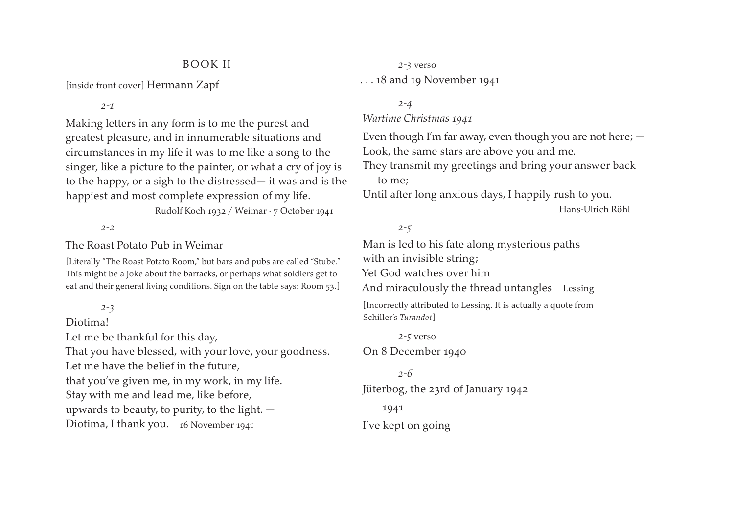## BOOK II

[inside front cover] Hermann Zapf

*2-1*

Making letters in any form is to me the purest and greatest pleasure, and in innumerable situations and circumstances in my life it was to me like a song to the singer, like a picture to the painter, or what a cry of joy is to the happy, or a sigh to the distressed— it was and is the happiest and most complete expression of my life.

Rudolf Koch 1932 / Weimar · 7 October 1941

*2-2*

The Roast Potato Pub in Weimar

[Literally "The Roast Potato Room," but bars and pubs are called "Stube." This might be a joke about the barracks, or perhaps what soldiers get to eat and their general living conditions. Sign on the table says: Room 53.]

*2-3*

Diotima!
Let me be thankful for this day,
That you have blessed, with your love, your goodness.
Let me have the belief in the future,
that you've given me, in my work, in my life.
Stay with me and lead me, like before,
upwards to beauty, to purity, to the light. —
Diotima, I thank you. 16 November 1941

*2-3* verso

. . . 18 and 19 November 1941

*2-4*

*Wartime Christmas 1941*

Even though I'm far away, even though you are not here; —
Look, the same stars are above you and me.
They transmit my greetings and bring your answer back to me;
Until after long anxious days, I happily rush to you.

Hans-Ulrich Röhl

*2-5*

Man is led to his fate along mysterious paths
with an invisible string;
Yet God watches over him
And miraculously the thread untangles Lessing

[Incorrectly attributed to Lessing. It is actually a quote from Schiller's *Turandot*]

*2-5* verso

On 8 December 1940

*2-6*

Jüterbog, the 23rd of January 1942

1941

I've kept on going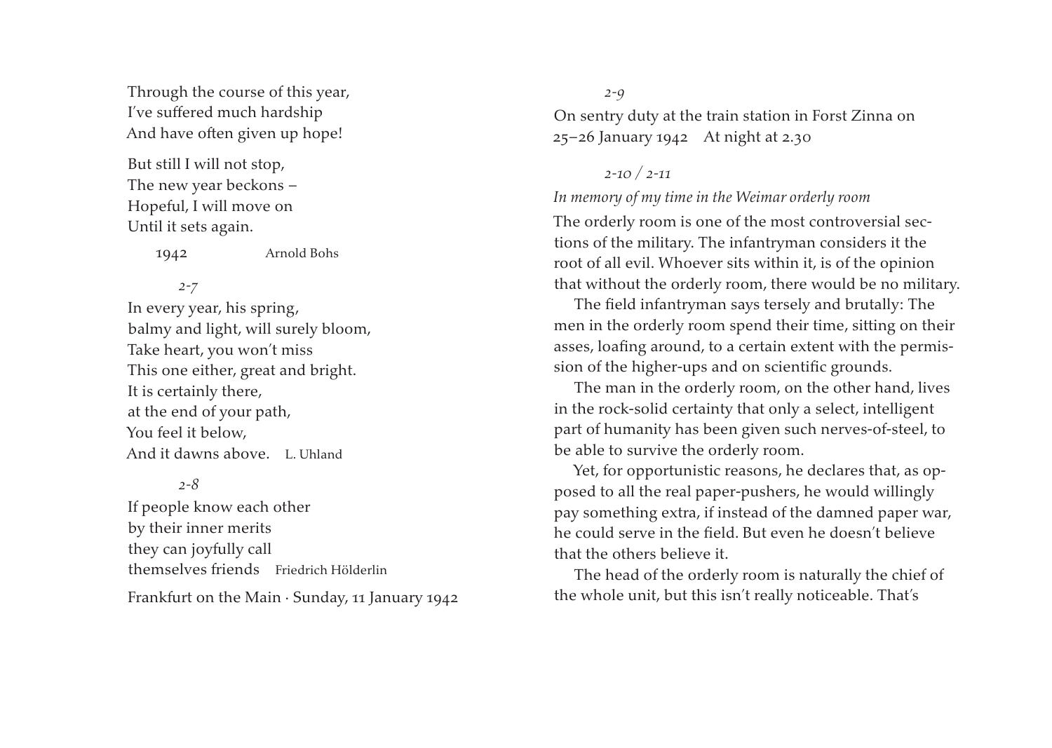Through the course of this year,
I've suffered much hardship
And have often given up hope!

But still I will not stop,
The new year beckons –
Hopeful, I will move on
Until it sets again.

1942 Arnold Bohs

*2-7*

In every year, his spring,
balmy and light, will surely bloom,
Take heart, you won't miss
This one either, great and bright.
It is certainly there,
at the end of your path,
You feel it below,
And it dawns above. L. Uhland

*2-8*

If people know each other
by their inner merits
they can joyfully call
themselves friends Friedrich Hölderlin

Frankfurt on the Main · Sunday, 11 January 1942

*2-9*

On sentry duty at the train station in Forst Zinna on 25–26 January 1942 At night at 2.30

*2-10 / 2-11*

*In memory of my time in the Weimar orderly room*

The orderly room is one of the most controversial sections of the military. The infantryman considers it the root of all evil. Whoever sits within it, is of the opinion that without the orderly room, there would be no military.

The field infantryman says tersely and brutally: The men in the orderly room spend their time, sitting on their asses, loafing around, to a certain extent with the permission of the higher-ups and on scientific grounds.

The man in the orderly room, on the other hand, lives in the rock-solid certainty that only a select, intelligent part of humanity has been given such nerves-of-steel, to be able to survive the orderly room.

Yet, for opportunistic reasons, he declares that, as opposed to all the real paper-pushers, he would willingly pay something extra, if instead of the damned paper war, he could serve in the field. But even he doesn't believe that the others believe it.

The head of the orderly room is naturally the chief of the whole unit, but this isn't really noticeable. That's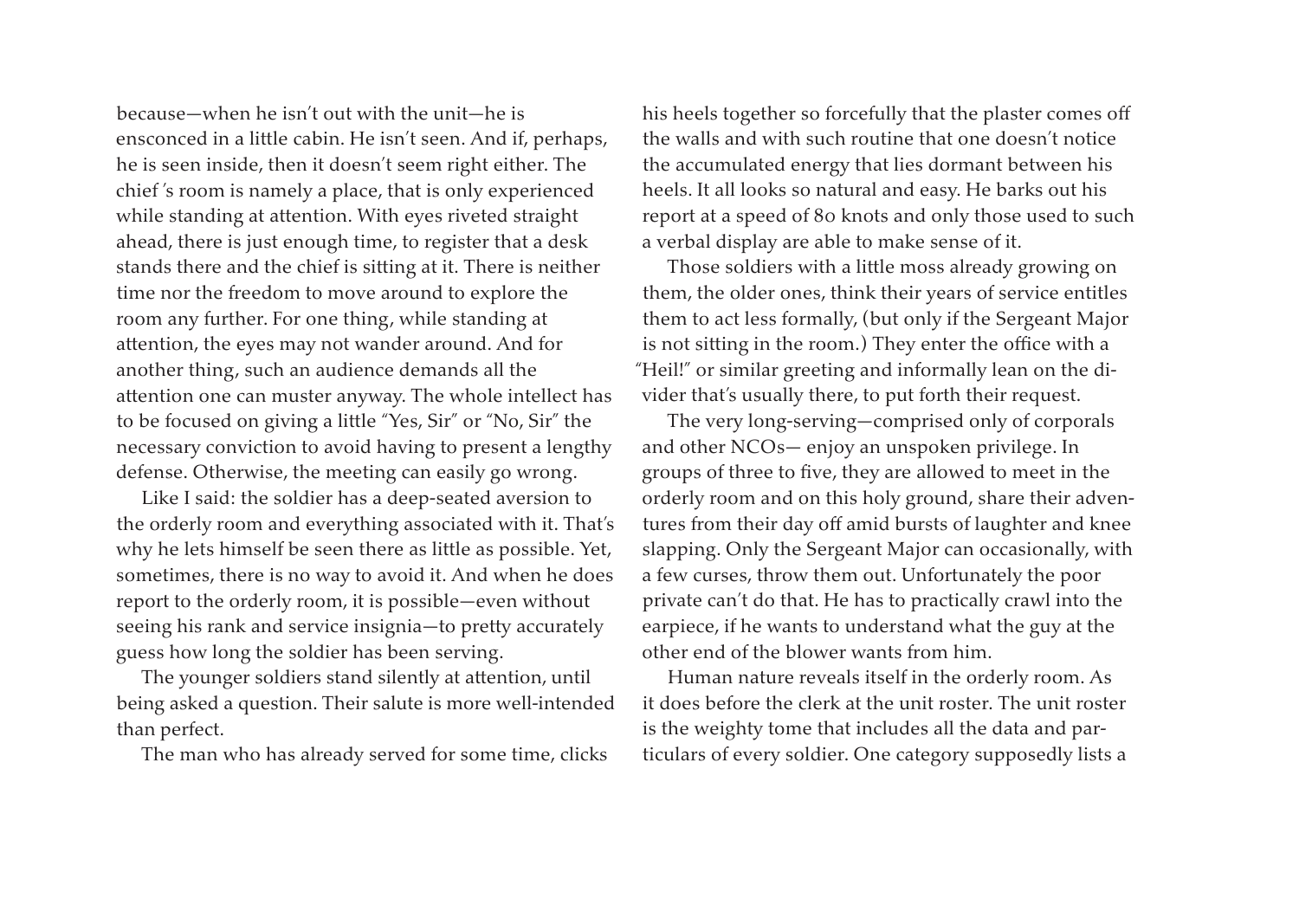because—when he isn't out with the unit—he is ensconced in a little cabin. He isn't seen. And if, perhaps, he is seen inside, then it doesn't seem right either. The chief 's room is namely a place, that is only experienced while standing at attention. With eyes riveted straight ahead, there is just enough time, to register that a desk stands there and the chief is sitting at it. There is neither time nor the freedom to move around to explore the room any further. For one thing, while standing at attention, the eyes may not wander around. And for another thing, such an audience demands all the attention one can muster anyway. The whole intellect has to be focused on giving a little "Yes, Sir" or "No, Sir" the necessary conviction to avoid having to present a lengthy defense. Otherwise, the meeting can easily go wrong.

Like I said: the soldier has a deep-seated aversion to the orderly room and everything associated with it. That's why he lets himself be seen there as little as possible. Yet, sometimes, there is no way to avoid it. And when he does report to the orderly room, it is possible—even without seeing his rank and service insignia—to pretty accurately guess how long the soldier has been serving.

The younger soldiers stand silently at attention, until being asked a question. Their salute is more well-intended than perfect.

The man who has already served for some time, clicks his heels together so forcefully that the plaster comes off the walls and with such routine that one doesn't notice the accumulated energy that lies dormant between his heels. It all looks so natural and easy. He barks out his report at a speed of 80 knots and only those used to such a verbal display are able to make sense of it.

Those soldiers with a little moss already growing on them, the older ones, think their years of service entitles them to act less formally, (but only if the Sergeant Major is not sitting in the room.) They enter the office with a "Heil!" or similar greeting and informally lean on the divider that's usually there, to put forth their request.

The very long-serving—comprised only of corporals and other NCOs— enjoy an unspoken privilege. In groups of three to five, they are allowed to meet in the orderly room and on this holy ground, share their adventures from their day off amid bursts of laughter and knee slapping. Only the Sergeant Major can occasionally, with a few curses, throw them out. Unfortunately the poor private can't do that. He has to practically crawl into the earpiece, if he wants to understand what the guy at the other end of the blower wants from him.

Human nature reveals itself in the orderly room. As it does before the clerk at the unit roster. The unit roster is the weighty tome that includes all the data and particulars of every soldier. One category supposedly lists a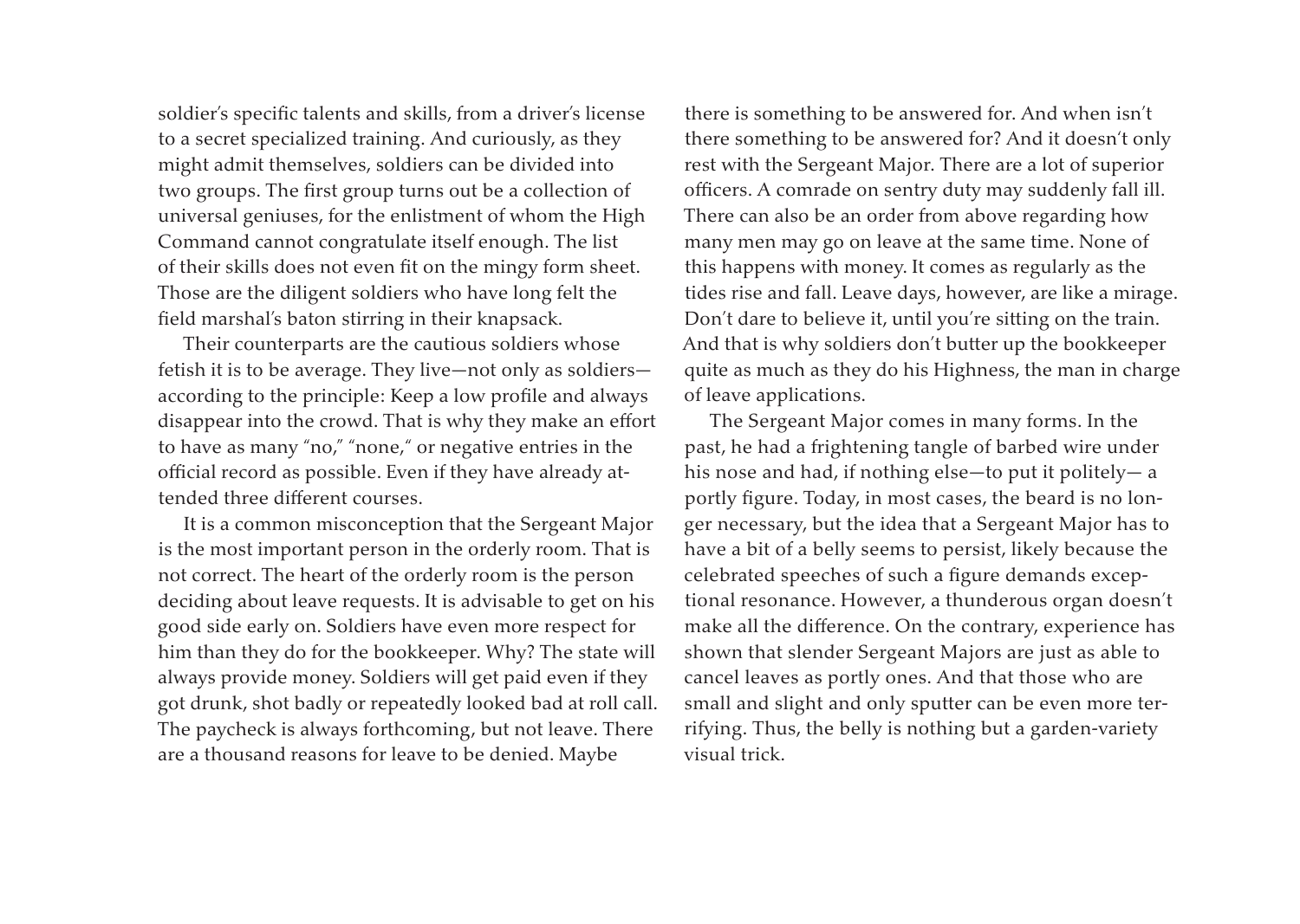soldier's specific talents and skills, from a driver's license to a secret specialized training. And curiously, as they might admit themselves, soldiers can be divided into two groups. The first group turns out be a collection of universal geniuses, for the enlistment of whom the High Command cannot congratulate itself enough. The list of their skills does not even fit on the mingy form sheet. Those are the diligent soldiers who have long felt the field marshal's baton stirring in their knapsack.

Their counterparts are the cautious soldiers whose fetish it is to be average. They live—not only as soldiers—according to the principle: Keep a low profile and always disappear into the crowd. That is why they make an effort to have as many "no," "none," or negative entries in the official record as possible. Even if they have already attended three different courses.

It is a common misconception that the Sergeant Major is the most important person in the orderly room. That is not correct. The heart of the orderly room is the person deciding about leave requests. It is advisable to get on his good side early on. Soldiers have even more respect for him than they do for the bookkeeper. Why? The state will always provide money. Soldiers will get paid even if they got drunk, shot badly or repeatedly looked bad at roll call. The paycheck is always forthcoming, but not leave. There are a thousand reasons for leave to be denied. Maybe there is something to be answered for. And when isn't there something to be answered for? And it doesn't only rest with the Sergeant Major. There are a lot of superior officers. A comrade on sentry duty may suddenly fall ill. There can also be an order from above regarding how many men may go on leave at the same time. None of this happens with money. It comes as regularly as the tides rise and fall. Leave days, however, are like a mirage. Don't dare to believe it, until you're sitting on the train. And that is why soldiers don't butter up the bookkeeper quite as much as they do his Highness, the man in charge of leave applications.

The Sergeant Major comes in many forms. In the past, he had a frightening tangle of barbed wire under his nose and had, if nothing else—to put it politely— a portly figure. Today, in most cases, the beard is no longer necessary, but the idea that a Sergeant Major has to have a bit of a belly seems to persist, likely because the celebrated speeches of such a figure demands exceptional resonance. However, a thunderous organ doesn't make all the difference. On the contrary, experience has shown that slender Sergeant Majors are just as able to cancel leaves as portly ones. And that those who are small and slight and only sputter can be even more terrifying. Thus, the belly is nothing but a garden-variety visual trick.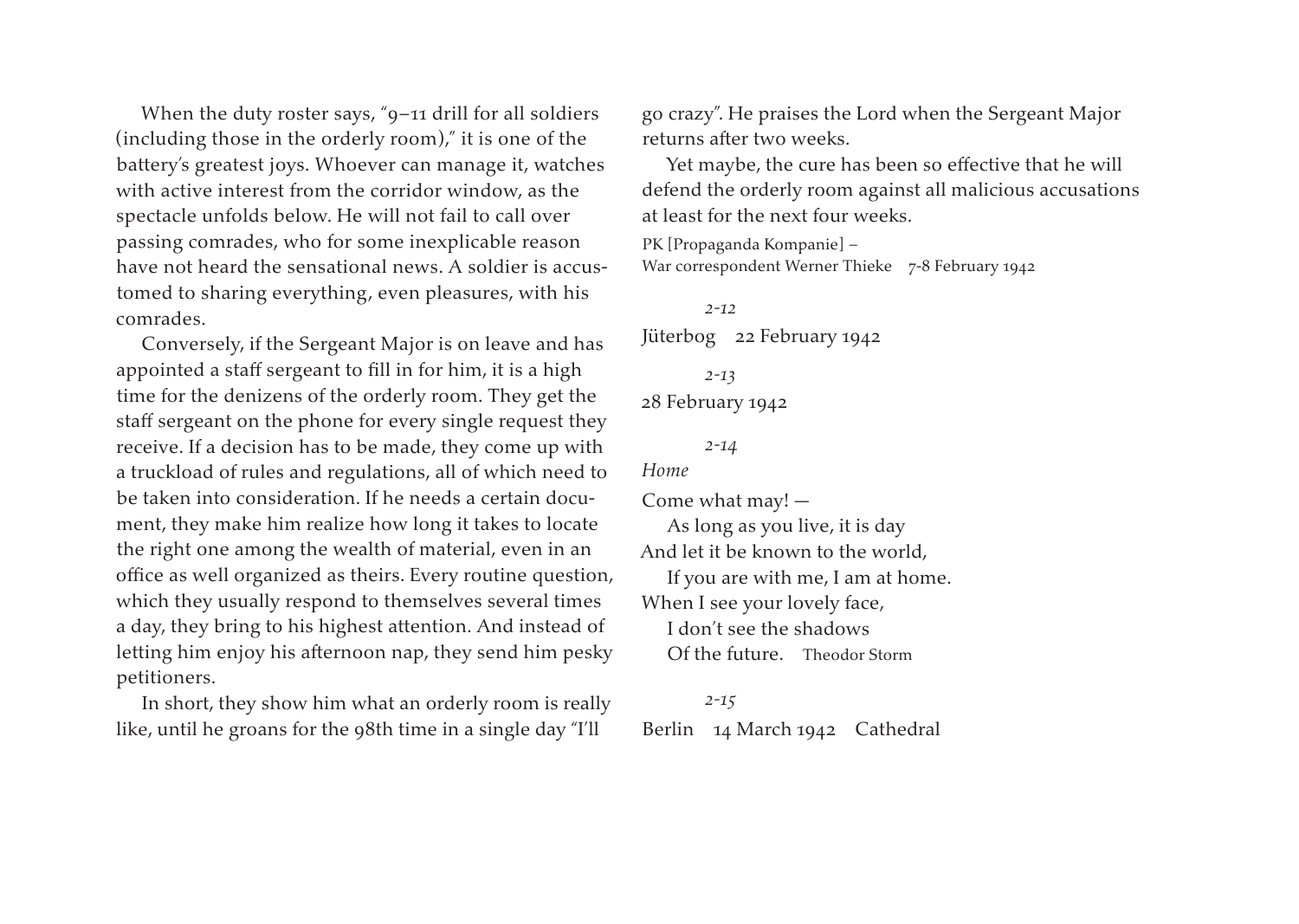When the duty roster says, "9–11 drill for all soldiers (including those in the orderly room)," it is one of the battery's greatest joys. Whoever can manage it, watches with active interest from the corridor window, as the spectacle unfolds below. He will not fail to call over passing comrades, who for some inexplicable reason have not heard the sensational news. A soldier is accustomed to sharing everything, even pleasures, with his comrades.

Conversely, if the Sergeant Major is on leave and has appointed a staff sergeant to fill in for him, it is a high time for the denizens of the orderly room. They get the staff sergeant on the phone for every single request they receive. If a decision has to be made, they come up with a truckload of rules and regulations, all of which need to be taken into consideration. If he needs a certain document, they make him realize how long it takes to locate the right one among the wealth of material, even in an office as well organized as theirs. Every routine question, which they usually respond to themselves several times a day, they bring to his highest attention. And instead of letting him enjoy his afternoon nap, they send him pesky petitioners.

In short, they show him what an orderly room is really like, until he groans for the 98th time in a single day "I'll go crazy". He praises the Lord when the Sergeant Major returns after two weeks.

Yet maybe, the cure has been so effective that he will defend the orderly room against all malicious accusations at least for the next four weeks.

PK [Propaganda Kompanie] –
War correspondent Werner Thieke 7-8 February 1942

*2-12*

Jüterbog 22 February 1942

*2-13*

28 February 1942

*2-14*

*Home*

Come what may! —
As long as you live, it is day
And let it be known to the world,
If you are with me, I am at home.
When I see your lovely face,
I don't see the shadows
Of the future. Theodor Storm

*2-15*

Berlin 14 March 1942 Cathedral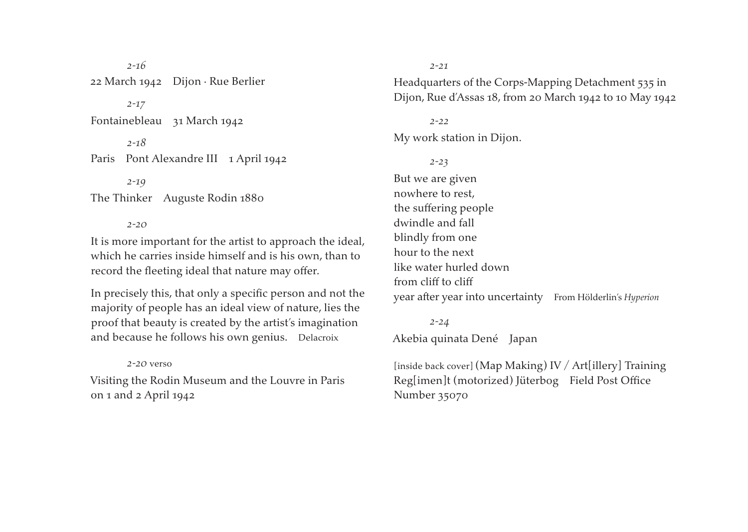*2-16*

22 March 1942 Dijon · Rue Berlier

*2-17*

Fontainebleau 31 March 1942

*2-18*

Paris Pont Alexandre III 1 April 1942

*2-19*

The Thinker Auguste Rodin 1880

*2-20*

It is more important for the artist to approach the ideal, which he carries inside himself and is his own, than to record the fleeting ideal that nature may offer.

In precisely this, that only a specific person and not the majority of people has an ideal view of nature, lies the proof that beauty is created by the artist's imagination and because he follows his own genius. Delacroix

*2-20* verso

Visiting the Rodin Museum and the Louvre in Paris on 1 and 2 April 1942

*2-21*

Headquarters of the Corps-Mapping Detachment 535 in Dijon, Rue d'Assas 18, from 20 March 1942 to 10 May 1942

*2-22*

My work station in Dijon.

*2-23*

But we are given  
nowhere to rest,  
the suffering people  
dwindle and fall  
blindly from one  
hour to the next  
like water hurled down  
from cliff to cliff  
year after year into uncertainty From Hölderlin's *Hyperion*

*2-24*

Akebia quinata Dené Japan

[inside back cover] (Map Making) IV / Art[illery] Training Reg[imen]t (motorized) Jüterbog Field Post Office Number 35070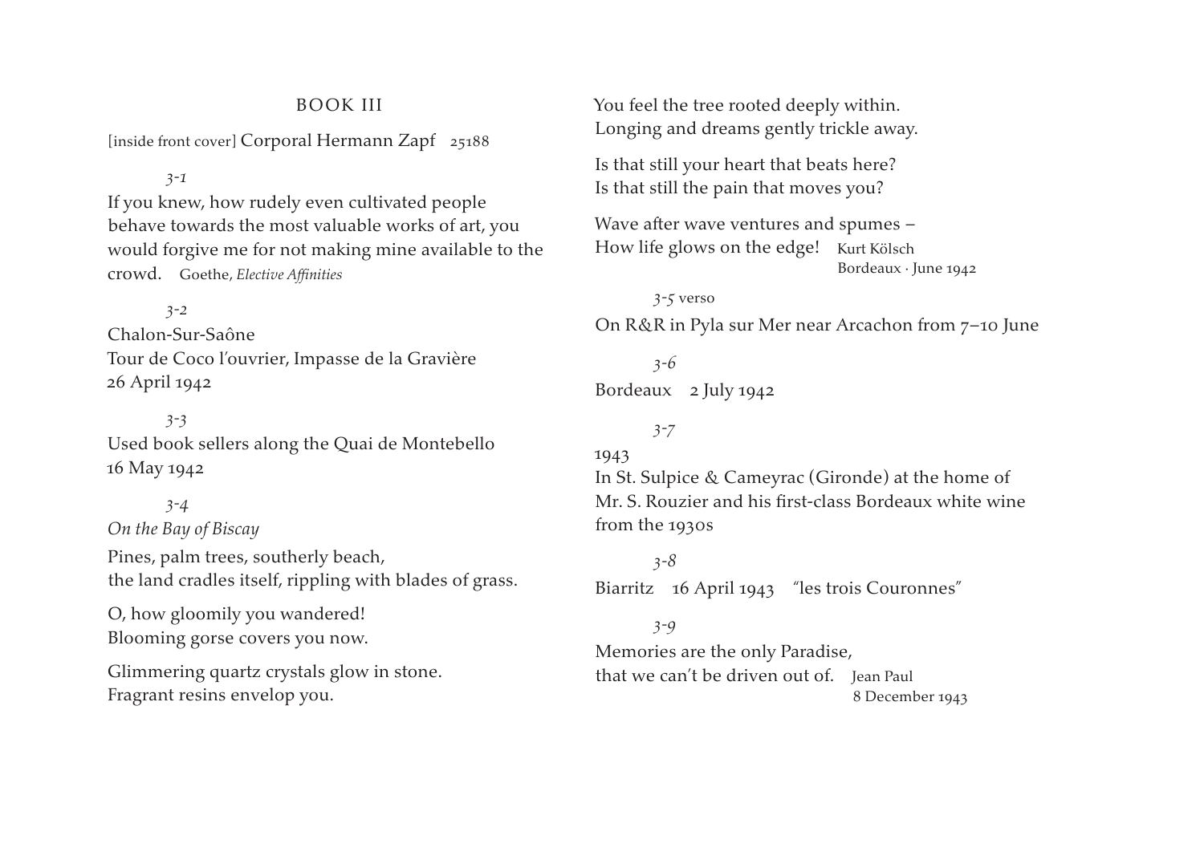## BOOK III

[inside front cover] Corporal Hermann Zapf 25188

*3-1*

If you knew, how rudely even cultivated people behave towards the most valuable works of art, you would forgive me for not making mine available to the crowd. Goethe, *Elective Affinities*

*3-2*

Chalon-Sur-Saône
Tour de Coco l'ouvrier, Impasse de la Gravière
26 April 1942

*3-3*

Used book sellers along the Quai de Montebello
16 May 1942

*3-4*

*On the Bay of Biscay*

Pines, palm trees, southerly beach,
the land cradles itself, rippling with blades of grass.

O, how gloomily you wandered!
Blooming gorse covers you now.

Glimmering quartz crystals glow in stone.
Fragrant resins envelop you.

You feel the tree rooted deeply within.
Longing and dreams gently trickle away.

Is that still your heart that beats here?
Is that still the pain that moves you?

Wave after wave ventures and spumes –
How life glows on the edge! Kurt Kölsch
Bordeaux · June 1942

*3-5* verso

On R&R in Pyla sur Mer near Arcachon from 7–10 June

*3-6*

Bordeaux 2 July 1942

*3-7*

1943
In St. Sulpice & Cameyrac (Gironde) at the home of Mr. S. Rouzier and his first-class Bordeaux white wine from the 1930s

*3-8*

Biarritz 16 April 1943 "les trois Couronnes"

*3-9*

Memories are the only Paradise,
that we can't be driven out of. Jean Paul
8 December 1943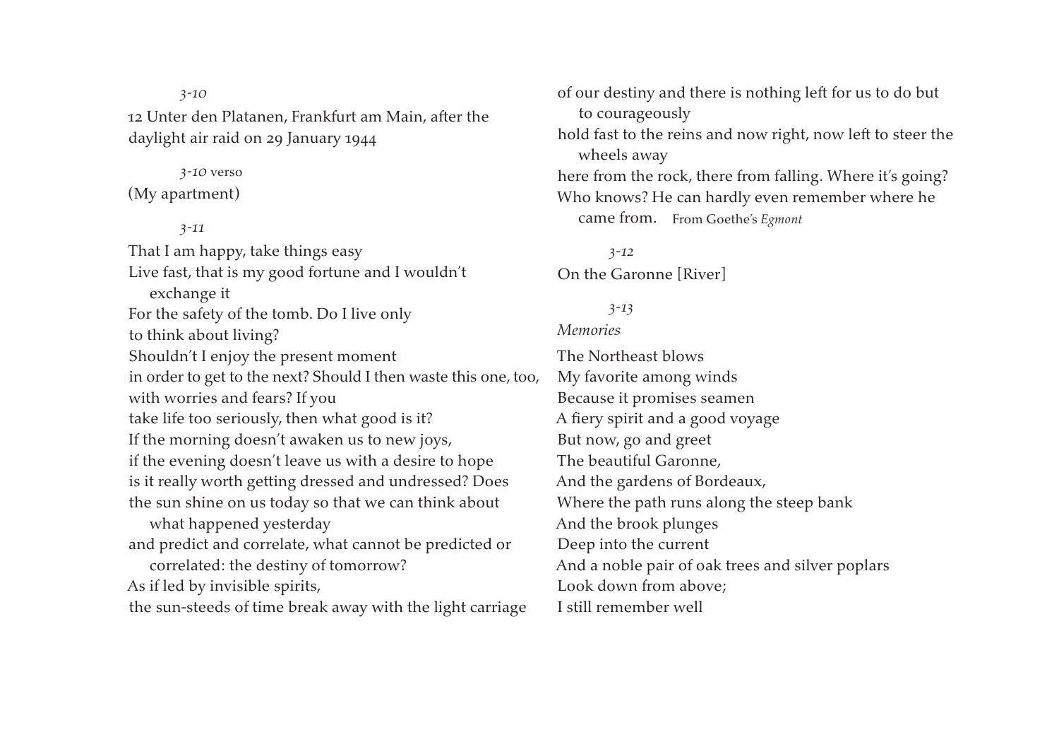*3-10*

12 Unter den Platanen, Frankfurt am Main, after the daylight air raid on 29 January 1944

*3-10* verso

(My apartment)

*3-11*

That I am happy, take things easy
Live fast, that is my good fortune and I wouldn't exchange it
For the safety of the tomb. Do I live only
to think about living?
Shouldn't I enjoy the present moment
in order to get to the next? Should I then waste this one, too,
with worries and fears? If you
take life too seriously, then what good is it?
If the morning doesn't awaken us to new joys,
if the evening doesn't leave us with a desire to hope
is it really worth getting dressed and undressed? Does
the sun shine on us today so that we can think about what happened yesterday
and predict and correlate, what cannot be predicted or correlated: the destiny of tomorrow?
As if led by invisible spirits,
the sun-steeds of time break away with the light carriage
of our destiny and there is nothing left for us to do but to courageously
hold fast to the reins and now right, now left to steer the wheels away
here from the rock, there from falling. Where it's going?
Who knows? He can hardly even remember where he came from. From Goethe's *Egmont*

*3-12*

On the Garonne [River]

*3-13*

*Memories*

The Northeast blows
My favorite among winds
Because it promises seamen
A fiery spirit and a good voyage
But now, go and greet
The beautiful Garonne,
And the gardens of Bordeaux,
Where the path runs along the steep bank
And the brook plunges
Deep into the current
And a noble pair of oak trees and silver poplars
Look down from above;
I still remember well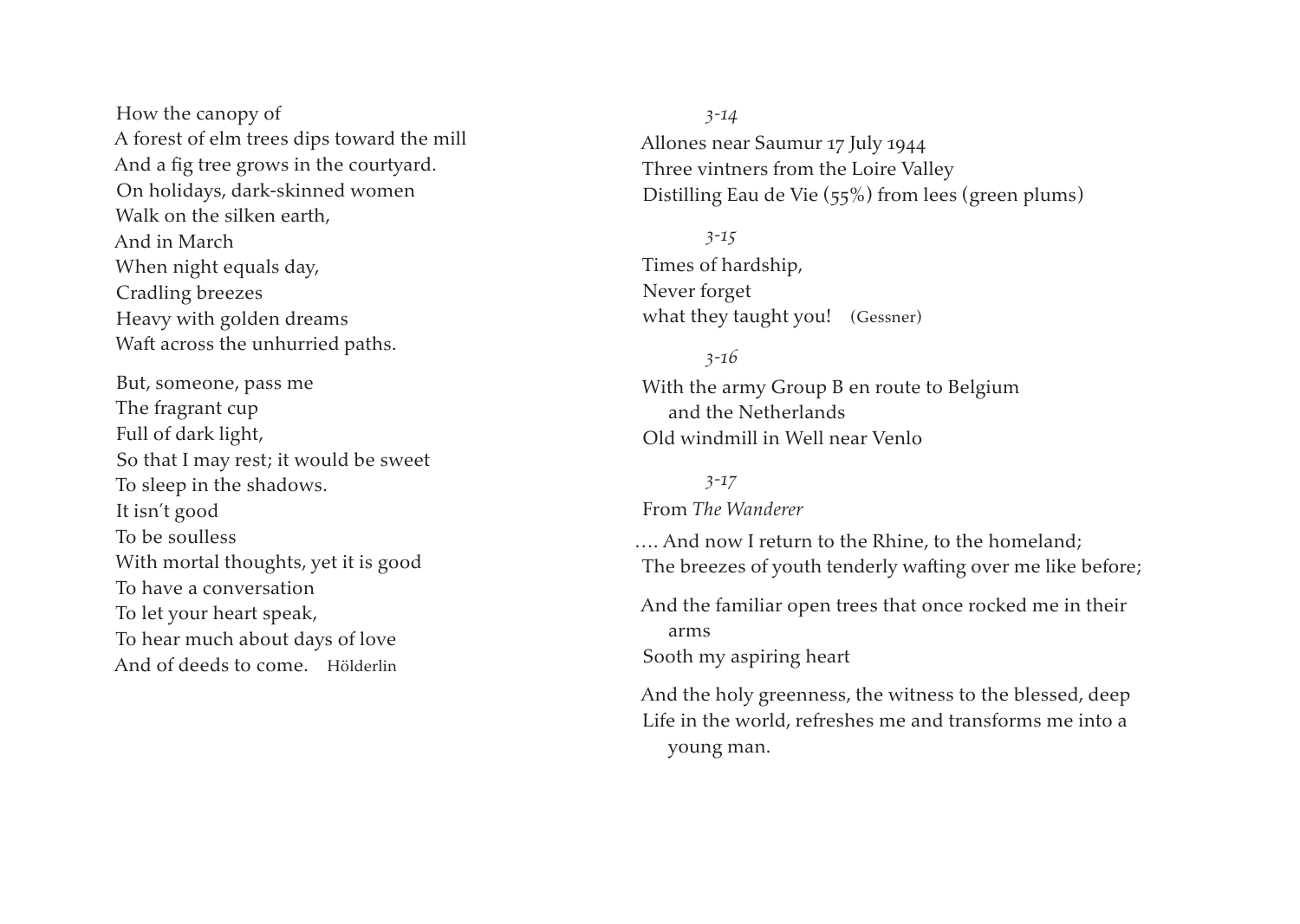How the canopy of  
A forest of elm trees dips toward the mill  
And a fig tree grows in the courtyard.  
On holidays, dark-skinned women  
Walk on the silken earth,  
And in March  
When night equals day,  
Cradling breezes  
Heavy with golden dreams  
Waft across the unhurried paths.

But, someone, pass me  
The fragrant cup  
Full of dark light,  
So that I may rest; it would be sweet  
To sleep in the shadows.  
It isn't good  
To be soulless  
With mortal thoughts, yet it is good  
To have a conversation  
To let your heart speak,  
To hear much about days of love  
And of deeds to come. Hölderlin

*3-14*

Allones near Saumur 17 July 1944  
Three vintners from the Loire Valley  
Distilling Eau de Vie (55%) from lees (green plums)

*3-15*

Times of hardship,  
Never forget  
what they taught you! (Gessner)

*3-16*

With the army Group B en route to Belgium  
and the Netherlands  
Old windmill in Well near Venlo

*3-17*

From *The Wanderer*

…. And now I return to the Rhine, to the homeland;  
The breezes of youth tenderly wafting over me like before;

And the familiar open trees that once rocked me in their arms  
Sooth my aspiring heart

And the holy greenness, the witness to the blessed, deep  
Life in the world, refreshes me and transforms me into a young man.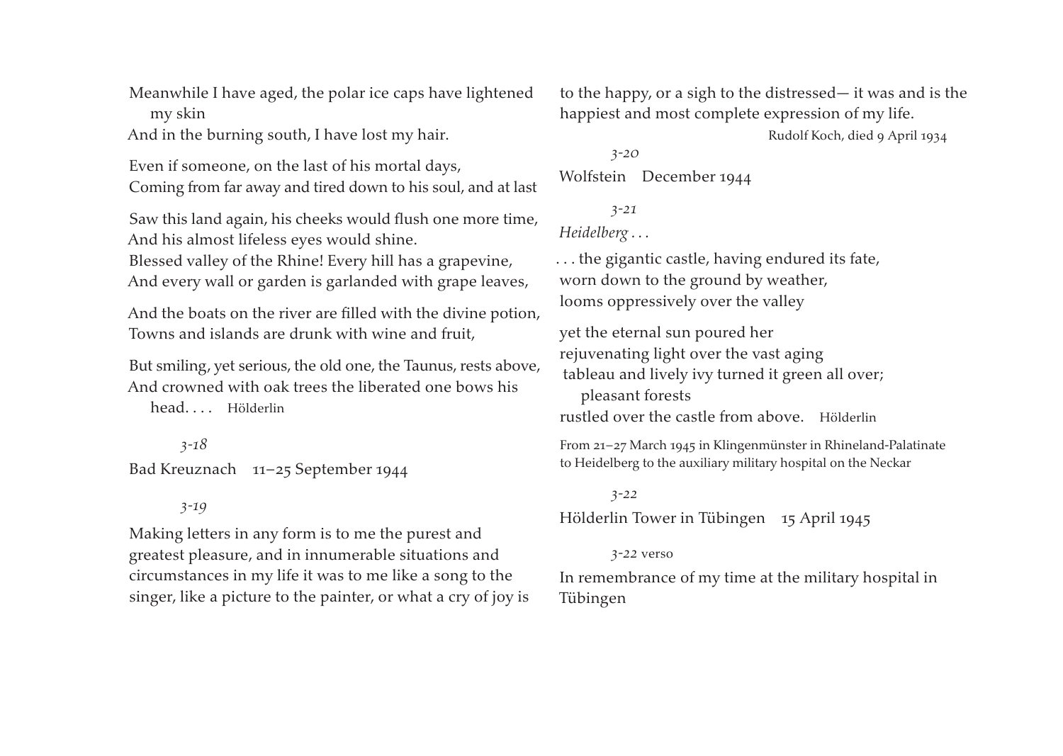Meanwhile I have aged, the polar ice caps have lightened my skin
And in the burning south, I have lost my hair.

Even if someone, on the last of his mortal days,
Coming from far away and tired down to his soul, and at last

Saw this land again, his cheeks would flush one more time,
And his almost lifeless eyes would shine.
Blessed valley of the Rhine! Every hill has a grapevine,
And every wall or garden is garlanded with grape leaves,

And the boats on the river are filled with the divine potion,
Towns and islands are drunk with wine and fruit,

But smiling, yet serious, the old one, the Taunus, rests above,
And crowned with oak trees the liberated one bows his head. . . .  Hölderlin

*3-18*

Bad Kreuznach    11–25 September 1944

*3-19*

Making letters in any form is to me the purest and greatest pleasure, and in innumerable situations and circumstances in my life it was to me like a song to the singer, like a picture to the painter, or what a cry of joy is to the happy, or a sigh to the distressed— it was and is the happiest and most complete expression of my life.

Rudolf Koch, died 9 April 1934

*3-20*

Wolfstein    December 1944

*3-21*

*Heidelberg . . .*

. . . the gigantic castle, having endured its fate,
worn down to the ground by weather,
looms oppressively over the valley

yet the eternal sun poured her
rejuvenating light over the vast aging
tableau and lively ivy turned it green all over;
pleasant forests
rustled over the castle from above.    Hölderlin

From 21–27 March 1945 in Klingenmünster in Rhineland-Palatinate to Heidelberg to the auxiliary military hospital on the Neckar

*3-22*

Hölderlin Tower in Tübingen    15 April 1945

*3-22* verso

In remembrance of my time at the military hospital in Tübingen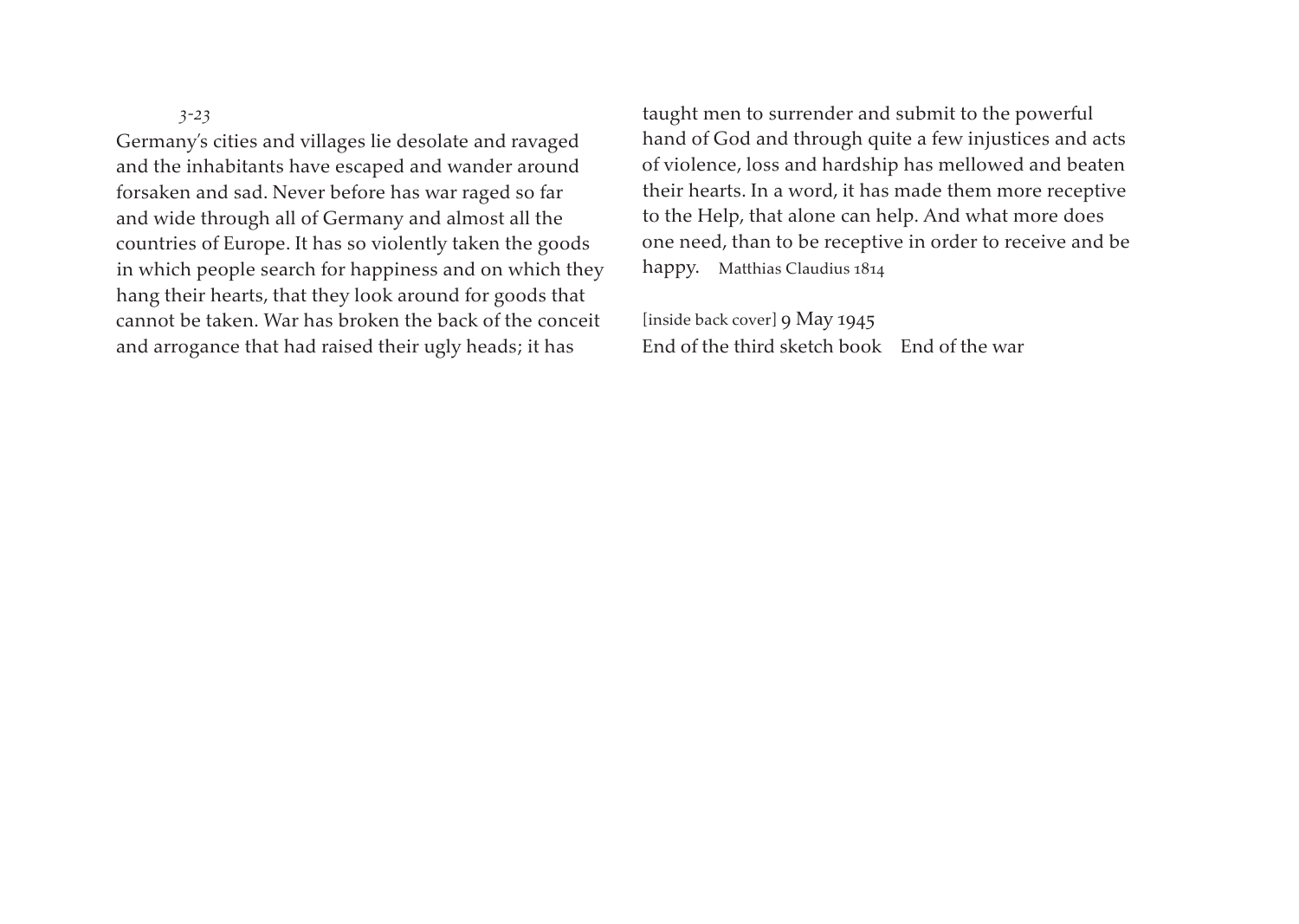*3-23*

Germany's cities and villages lie desolate and ravaged and the inhabitants have escaped and wander around forsaken and sad. Never before has war raged so far and wide through all of Germany and almost all the countries of Europe. It has so violently taken the goods in which people search for happiness and on which they hang their hearts, that they look around for goods that cannot be taken. War has broken the back of the conceit and arrogance that had raised their ugly heads; it has taught men to surrender and submit to the powerful hand of God and through quite a few injustices and acts of violence, loss and hardship has mellowed and beaten their hearts. In a word, it has made them more receptive to the Help, that alone can help. And what more does one need, than to be receptive in order to receive and be happy.    Matthias Claudius 1814

[inside back cover] 9 May 1945
End of the third sketch book    End of the war